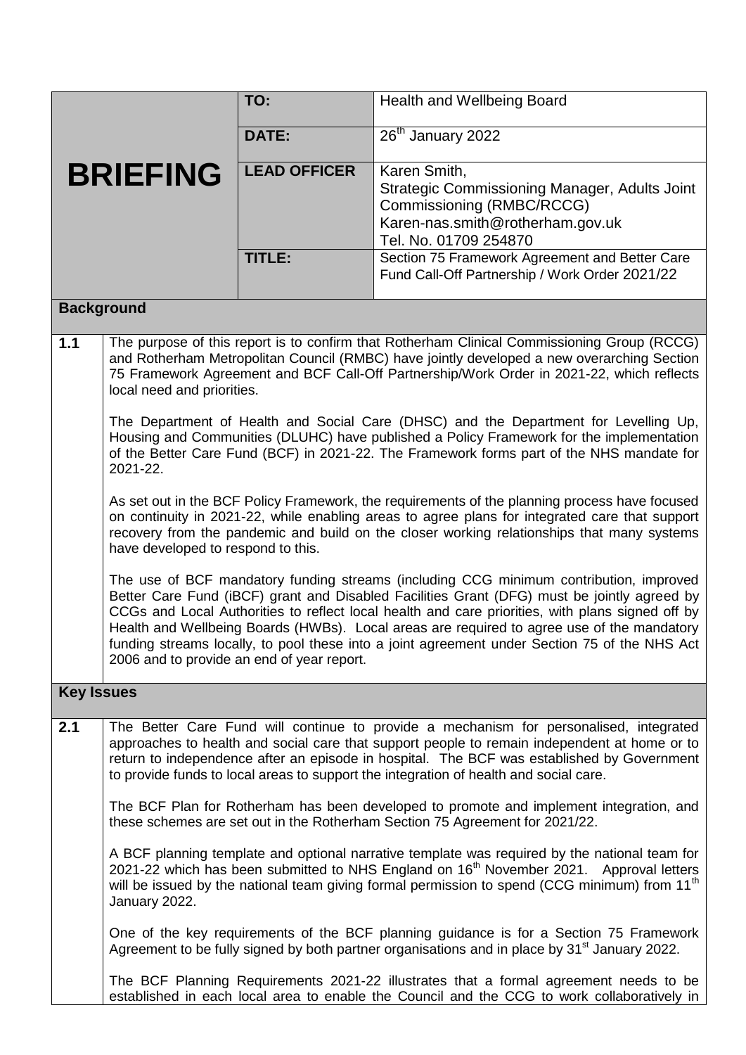| **BRIEFING** | **TO:** | Health and Wellbeing Board |
|---|---|---|
| | **DATE:** | 26th January 2022 |
| | **LEAD OFFICER** | Karen Smith,<br>Strategic Commissioning Manager, Adults Joint Commissioning (RMBC/RCCG)<br>Karen-nas.smith@rotherham.gov.uk<br>Tel. No. 01709 254870 |
| | **TITLE:** | Section 75 Framework Agreement and Better Care Fund Call-Off Partnership / Work Order 2021/22 |

## Background

**1.1** The purpose of this report is to confirm that Rotherham Clinical Commissioning Group (RCCG) and Rotherham Metropolitan Council (RMBC) have jointly developed a new overarching Section 75 Framework Agreement and BCF Call-Off Partnership/Work Order in 2021-22, which reflects local need and priorities.

The Department of Health and Social Care (DHSC) and the Department for Levelling Up, Housing and Communities (DLUHC) have published a Policy Framework for the implementation of the Better Care Fund (BCF) in 2021-22. The Framework forms part of the NHS mandate for 2021-22.

As set out in the BCF Policy Framework, the requirements of the planning process have focused on continuity in 2021-22, while enabling areas to agree plans for integrated care that support recovery from the pandemic and build on the closer working relationships that many systems have developed to respond to this.

The use of BCF mandatory funding streams (including CCG minimum contribution, improved Better Care Fund (iBCF) grant and Disabled Facilities Grant (DFG) must be jointly agreed by CCGs and Local Authorities to reflect local health and care priorities, with plans signed off by Health and Wellbeing Boards (HWBs). Local areas are required to agree use of the mandatory funding streams locally, to pool these into a joint agreement under Section 75 of the NHS Act 2006 and to provide an end of year report.

## Key Issues

**2.1** The Better Care Fund will continue to provide a mechanism for personalised, integrated approaches to health and social care that support people to remain independent at home or to return to independence after an episode in hospital. The BCF was established by Government to provide funds to local areas to support the integration of health and social care.

The BCF Plan for Rotherham has been developed to promote and implement integration, and these schemes are set out in the Rotherham Section 75 Agreement for 2021/22.

A BCF planning template and optional narrative template was required by the national team for 2021-22 which has been submitted to NHS England on 16th November 2021. Approval letters will be issued by the national team giving formal permission to spend (CCG minimum) from 11th January 2022.

One of the key requirements of the BCF planning guidance is for a Section 75 Framework Agreement to be fully signed by both partner organisations and in place by 31st January 2022.

The BCF Planning Requirements 2021-22 illustrates that a formal agreement needs to be established in each local area to enable the Council and the CCG to work collaboratively in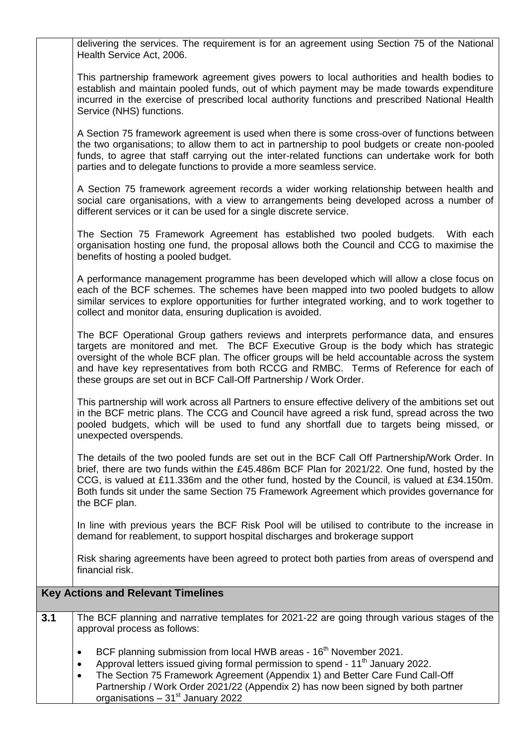delivering the services. The requirement is for an agreement using Section 75 of the National Health Service Act, 2006.

This partnership framework agreement gives powers to local authorities and health bodies to establish and maintain pooled funds, out of which payment may be made towards expenditure incurred in the exercise of prescribed local authority functions and prescribed National Health Service (NHS) functions.

A Section 75 framework agreement is used when there is some cross-over of functions between the two organisations; to allow them to act in partnership to pool budgets or create non-pooled funds, to agree that staff carrying out the inter-related functions can undertake work for both parties and to delegate functions to provide a more seamless service.

A Section 75 framework agreement records a wider working relationship between health and social care organisations, with a view to arrangements being developed across a number of different services or it can be used for a single discrete service.

The Section 75 Framework Agreement has established two pooled budgets. With each organisation hosting one fund, the proposal allows both the Council and CCG to maximise the benefits of hosting a pooled budget.

A performance management programme has been developed which will allow a close focus on each of the BCF schemes. The schemes have been mapped into two pooled budgets to allow similar services to explore opportunities for further integrated working, and to work together to collect and monitor data, ensuring duplication is avoided.

The BCF Operational Group gathers reviews and interprets performance data, and ensures targets are monitored and met. The BCF Executive Group is the body which has strategic oversight of the whole BCF plan. The officer groups will be held accountable across the system and have key representatives from both RCCG and RMBC. Terms of Reference for each of these groups are set out in BCF Call-Off Partnership / Work Order.

This partnership will work across all Partners to ensure effective delivery of the ambitions set out in the BCF metric plans. The CCG and Council have agreed a risk fund, spread across the two pooled budgets, which will be used to fund any shortfall due to targets being missed, or unexpected overspends.

The details of the two pooled funds are set out in the BCF Call Off Partnership/Work Order. In brief, there are two funds within the £45.486m BCF Plan for 2021/22. One fund, hosted by the CCG, is valued at £11.336m and the other fund, hosted by the Council, is valued at £34.150m. Both funds sit under the same Section 75 Framework Agreement which provides governance for the BCF plan.

In line with previous years the BCF Risk Pool will be utilised to contribute to the increase in demand for reablement, to support hospital discharges and brokerage support

Risk sharing agreements have been agreed to protect both parties from areas of overspend and financial risk.

## Key Actions and Relevant Timelines

**3.1** The BCF planning and narrative templates for 2021-22 are going through various stages of the approval process as follows:

- BCF planning submission from local HWB areas - 16th November 2021.
- Approval letters issued giving formal permission to spend - 11th January 2022.
- The Section 75 Framework Agreement (Appendix 1) and Better Care Fund Call-Off Partnership / Work Order 2021/22 (Appendix 2) has now been signed by both partner organisations – 31st January 2022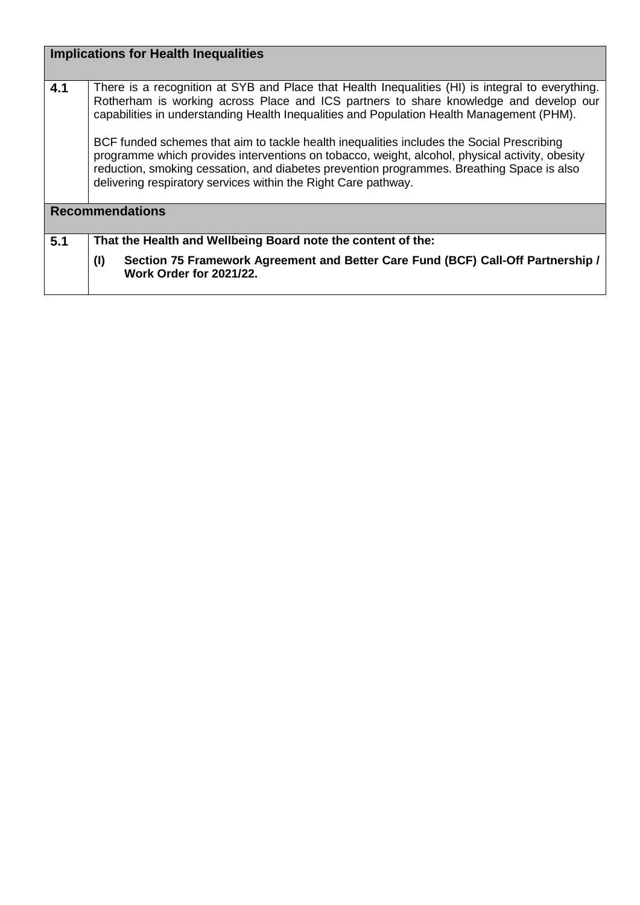## Implications for Health Inequalities

| | |
|---|---|
| **4.1** | There is a recognition at SYB and Place that Health Inequalities (HI) is integral to everything. Rotherham is working across Place and ICS partners to share knowledge and develop our capabilities in understanding Health Inequalities and Population Health Management (PHM).<br><br>BCF funded schemes that aim to tackle health inequalities includes the Social Prescribing programme which provides interventions on tobacco, weight, alcohol, physical activity, obesity reduction, smoking cessation, and diabetes prevention programmes. Breathing Space is also delivering respiratory services within the Right Care pathway. |

## Recommendations

| | |
|---|---|
| **5.1** | **That the Health and Wellbeing Board note the content of the:**<br><br>**(I) Section 75 Framework Agreement and Better Care Fund (BCF) Call-Off Partnership / Work Order for 2021/22.** |